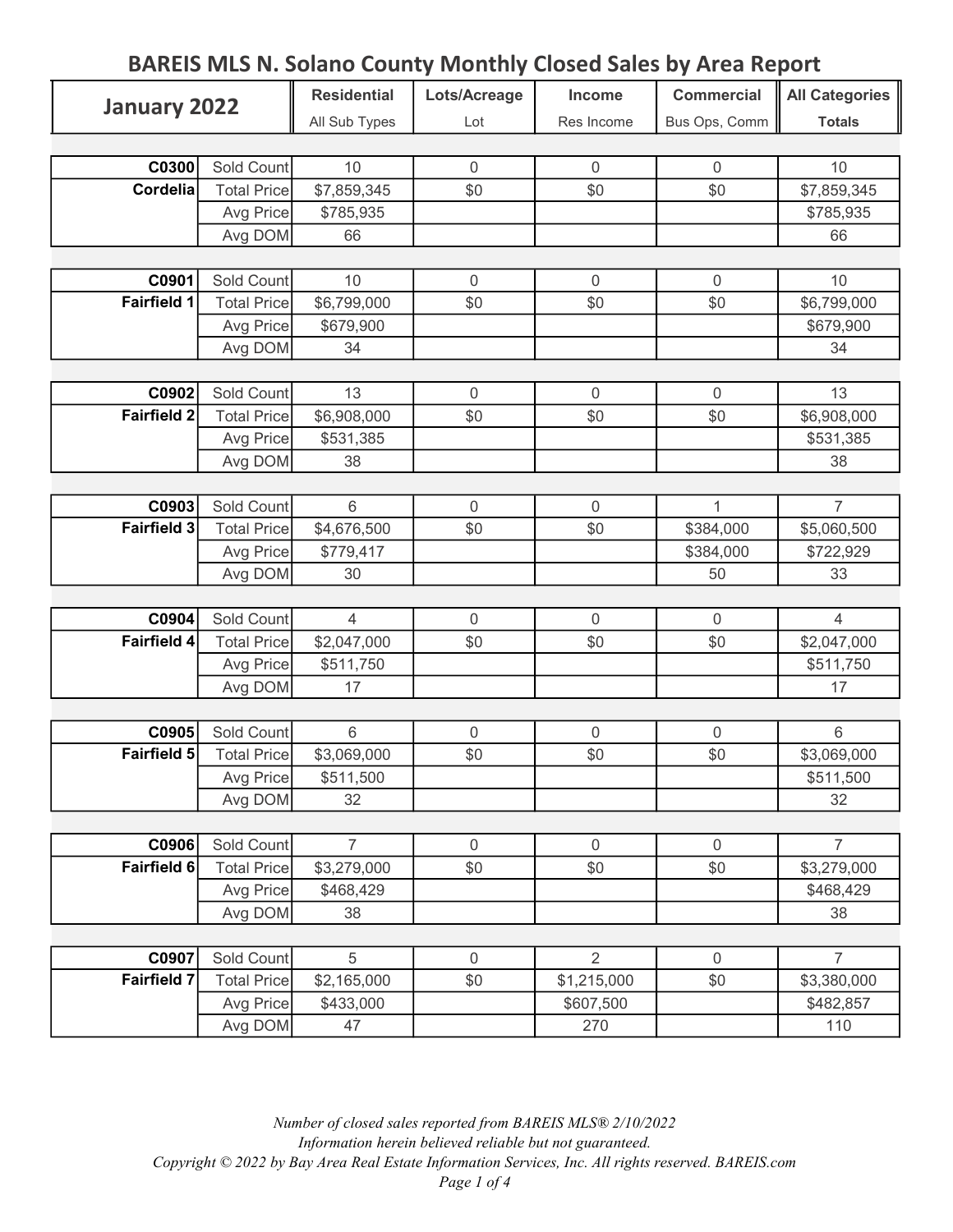# BAREIS MLS N. Solano County Monthly Closed Sales by Area Report

| January 2022 | | Residential | Lots/Acreage | Income | Commercial | All Categories |
|---|---|---|---|---|---|---|
| | | All Sub Types | Lot | Res Income | Bus Ops, Comm | Totals |
| **C0300** | Sold Count | 10 | 0 | 0 | 0 | 10 |
| **Cordelia** | Total Price | $7,859,345 | $0 | $0 | $0 | $7,859,345 |
| | Avg Price | $785,935 | | | | $785,935 |
| | Avg DOM | 66 | | | | 66 |
| **C0901** | Sold Count | 10 | 0 | 0 | 0 | 10 |
| **Fairfield 1** | Total Price | $6,799,000 | $0 | $0 | $0 | $6,799,000 |
| | Avg Price | $679,900 | | | | $679,900 |
| | Avg DOM | 34 | | | | 34 |
| **C0902** | Sold Count | 13 | 0 | 0 | 0 | 13 |
| **Fairfield 2** | Total Price | $6,908,000 | $0 | $0 | $0 | $6,908,000 |
| | Avg Price | $531,385 | | | | $531,385 |
| | Avg DOM | 38 | | | | 38 |
| **C0903** | Sold Count | 6 | 0 | 0 | 1 | 7 |
| **Fairfield 3** | Total Price | $4,676,500 | $0 | $0 | $384,000 | $5,060,500 |
| | Avg Price | $779,417 | | | $384,000 | $722,929 |
| | Avg DOM | 30 | | | 50 | 33 |
| **C0904** | Sold Count | 4 | 0 | 0 | 0 | 4 |
| **Fairfield 4** | Total Price | $2,047,000 | $0 | $0 | $0 | $2,047,000 |
| | Avg Price | $511,750 | | | | $511,750 |
| | Avg DOM | 17 | | | | 17 |
| **C0905** | Sold Count | 6 | 0 | 0 | 0 | 6 |
| **Fairfield 5** | Total Price | $3,069,000 | $0 | $0 | $0 | $3,069,000 |
| | Avg Price | $511,500 | | | | $511,500 |
| | Avg DOM | 32 | | | | 32 |
| **C0906** | Sold Count | 7 | 0 | 0 | 0 | 7 |
| **Fairfield 6** | Total Price | $3,279,000 | $0 | $0 | $0 | $3,279,000 |
| | Avg Price | $468,429 | | | | $468,429 |
| | Avg DOM | 38 | | | | 38 |
| **C0907** | Sold Count | 5 | 0 | 2 | 0 | 7 |
| **Fairfield 7** | Total Price | $2,165,000 | $0 | $1,215,000 | $0 | $3,380,000 |
| | Avg Price | $433,000 | | $607,500 | | $482,857 |
| | Avg DOM | 47 | | 270 | | 110 |

*Number of closed sales reported from BAREIS MLS® 2/10/2022*
*Information herein believed reliable but not guaranteed.*
*Copyright © 2022 by Bay Area Real Estate Information Services, Inc. All rights reserved. BAREIS.com*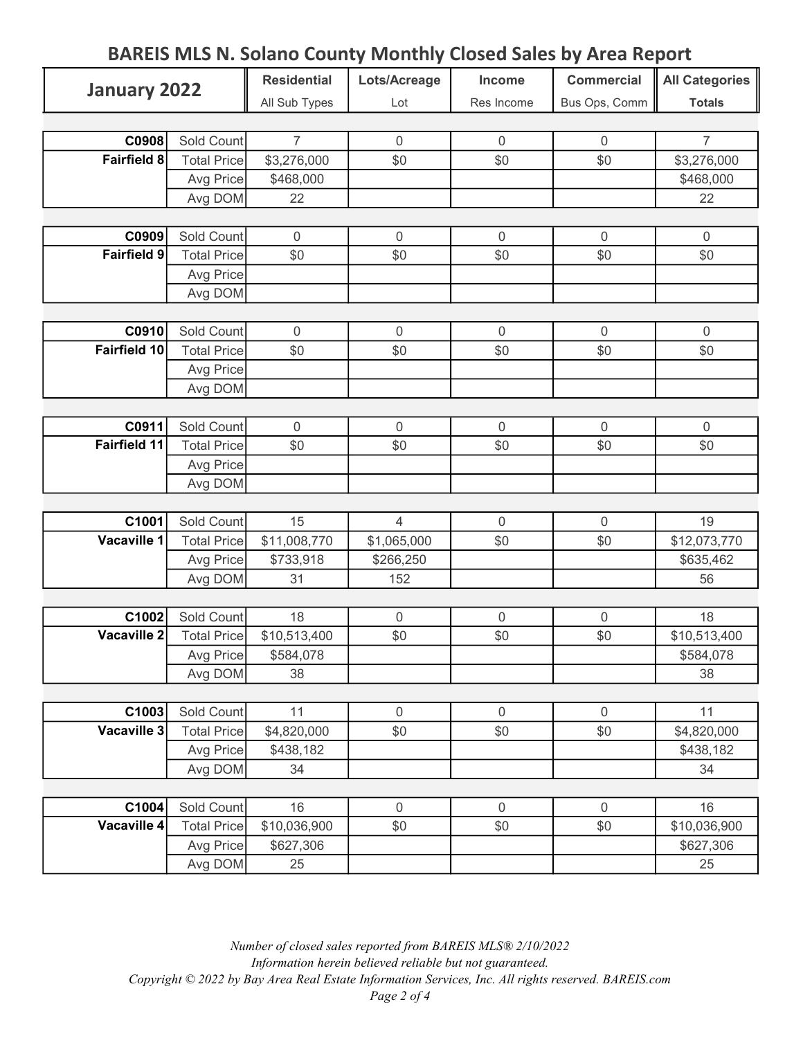# BAREIS MLS N. Solano County Monthly Closed Sales by Area Report

| January 2022 | | Residential | Lots/Acreage | Income | Commercial | All Categories |
|---|---|---|---|---|---|---|
| | | All Sub Types | Lot | Res Income | Bus Ops, Comm | Totals |
| **C0908** | Sold Count | 7 | 0 | 0 | 0 | 7 |
| **Fairfield 8** | Total Price | $3,276,000 | $0 | $0 | $0 | $3,276,000 |
| | Avg Price | $468,000 | | | | $468,000 |
| | Avg DOM | 22 | | | | 22 |
| **C0909** | Sold Count | 0 | 0 | 0 | 0 | 0 |
| **Fairfield 9** | Total Price | $0 | $0 | $0 | $0 | $0 |
| | Avg Price | | | | | |
| | Avg DOM | | | | | |
| **C0910** | Sold Count | 0 | 0 | 0 | 0 | 0 |
| **Fairfield 10** | Total Price | $0 | $0 | $0 | $0 | $0 |
| | Avg Price | | | | | |
| | Avg DOM | | | | | |
| **C0911** | Sold Count | 0 | 0 | 0 | 0 | 0 |
| **Fairfield 11** | Total Price | $0 | $0 | $0 | $0 | $0 |
| | Avg Price | | | | | |
| | Avg DOM | | | | | |
| **C1001** | Sold Count | 15 | 4 | 0 | 0 | 19 |
| **Vacaville 1** | Total Price | $11,008,770 | $1,065,000 | $0 | $0 | $12,073,770 |
| | Avg Price | $733,918 | $266,250 | | | $635,462 |
| | Avg DOM | 31 | 152 | | | 56 |
| **C1002** | Sold Count | 18 | 0 | 0 | 0 | 18 |
| **Vacaville 2** | Total Price | $10,513,400 | $0 | $0 | $0 | $10,513,400 |
| | Avg Price | $584,078 | | | | $584,078 |
| | Avg DOM | 38 | | | | 38 |
| **C1003** | Sold Count | 11 | 0 | 0 | 0 | 11 |
| **Vacaville 3** | Total Price | $4,820,000 | $0 | $0 | $0 | $4,820,000 |
| | Avg Price | $438,182 | | | | $438,182 |
| | Avg DOM | 34 | | | | 34 |
| **C1004** | Sold Count | 16 | 0 | 0 | 0 | 16 |
| **Vacaville 4** | Total Price | $10,036,900 | $0 | $0 | $0 | $10,036,900 |
| | Avg Price | $627,306 | | | | $627,306 |
| | Avg DOM | 25 | | | | 25 |

*Number of closed sales reported from BAREIS MLS® 2/10/2022*
*Information herein believed reliable but not guaranteed.*
*Copyright © 2022 by Bay Area Real Estate Information Services, Inc. All rights reserved. BAREIS.com*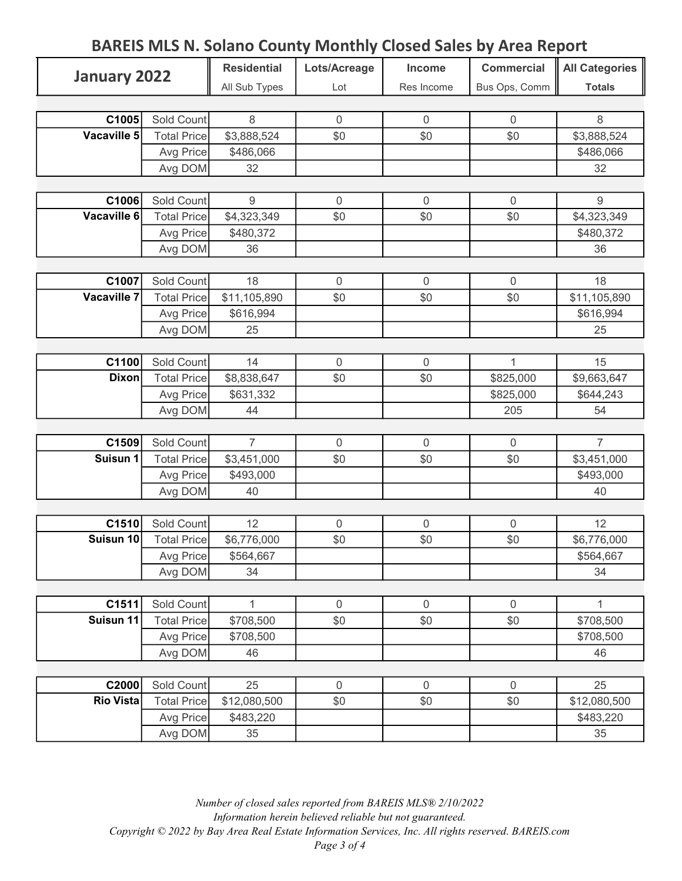# BAREIS MLS N. Solano County Monthly Closed Sales by Area Report

| January 2022 | | Residential | Lots/Acreage | Income | Commercial | All Categories |
|---|---|---|---|---|---|---|
| | | All Sub Types | Lot | Res Income | Bus Ops, Comm | Totals |
| **C1005** | Sold Count | 8 | 0 | 0 | 0 | 8 |
| **Vacaville 5** | Total Price | $3,888,524 | $0 | $0 | $0 | $3,888,524 |
| | Avg Price | $486,066 | | | | $486,066 |
| | Avg DOM | 32 | | | | 32 |
| **C1006** | Sold Count | 9 | 0 | 0 | 0 | 9 |
| **Vacaville 6** | Total Price | $4,323,349 | $0 | $0 | $0 | $4,323,349 |
| | Avg Price | $480,372 | | | | $480,372 |
| | Avg DOM | 36 | | | | 36 |
| **C1007** | Sold Count | 18 | 0 | 0 | 0 | 18 |
| **Vacaville 7** | Total Price | $11,105,890 | $0 | $0 | $0 | $11,105,890 |
| | Avg Price | $616,994 | | | | $616,994 |
| | Avg DOM | 25 | | | | 25 |
| **C1100** | Sold Count | 14 | 0 | 0 | 1 | 15 |
| **Dixon** | Total Price | $8,838,647 | $0 | $0 | $825,000 | $9,663,647 |
| | Avg Price | $631,332 | | | $825,000 | $644,243 |
| | Avg DOM | 44 | | | 205 | 54 |
| **C1509** | Sold Count | 7 | 0 | 0 | 0 | 7 |
| **Suisun 1** | Total Price | $3,451,000 | $0 | $0 | $0 | $3,451,000 |
| | Avg Price | $493,000 | | | | $493,000 |
| | Avg DOM | 40 | | | | 40 |
| **C1510** | Sold Count | 12 | 0 | 0 | 0 | 12 |
| **Suisun 10** | Total Price | $6,776,000 | $0 | $0 | $0 | $6,776,000 |
| | Avg Price | $564,667 | | | | $564,667 |
| | Avg DOM | 34 | | | | 34 |
| **C1511** | Sold Count | 1 | 0 | 0 | 0 | 1 |
| **Suisun 11** | Total Price | $708,500 | $0 | $0 | $0 | $708,500 |
| | Avg Price | $708,500 | | | | $708,500 |
| | Avg DOM | 46 | | | | 46 |
| **C2000** | Sold Count | 25 | 0 | 0 | 0 | 25 |
| **Rio Vista** | Total Price | $12,080,500 | $0 | $0 | $0 | $12,080,500 |
| | Avg Price | $483,220 | | | | $483,220 |
| | Avg DOM | 35 | | | | 35 |

*Number of closed sales reported from BAREIS MLS® 2/10/2022*
*Information herein believed reliable but not guaranteed.*
*Copyright © 2022 by Bay Area Real Estate Information Services, Inc. All rights reserved. BAREIS.com*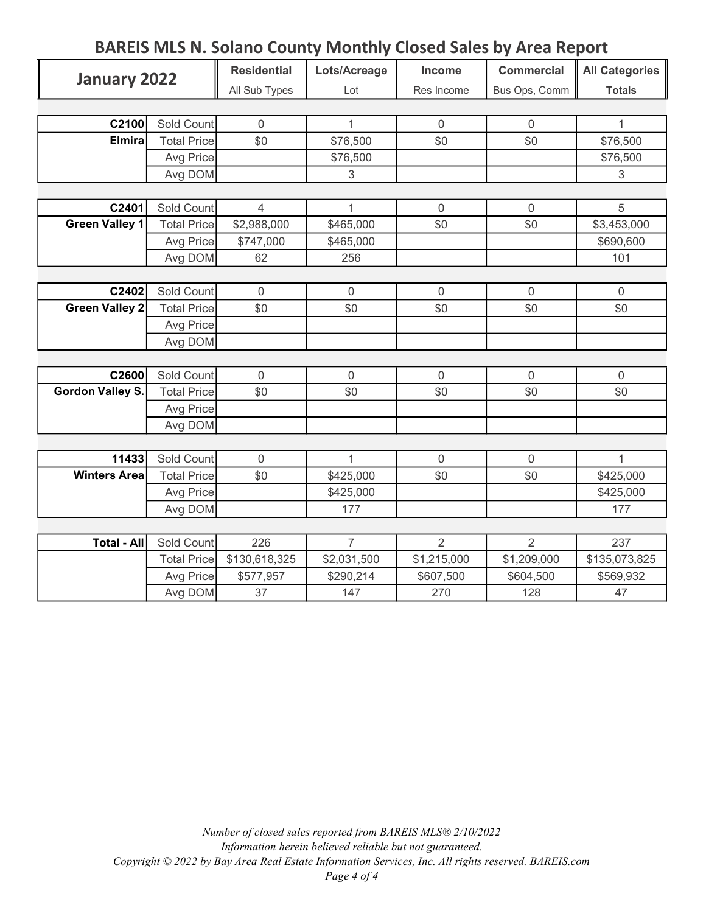# BAREIS MLS N. Solano County Monthly Closed Sales by Area Report

| January 2022 | | Residential | Lots/Acreage | Income | Commercial | All Categories |
|---|---|---|---|---|---|---|
| | | All Sub Types | Lot | Res Income | Bus Ops, Comm | Totals |
| **C2100** | Sold Count | 0 | 1 | 0 | 0 | 1 |
| **Elmira** | Total Price | $0 | $76,500 | $0 | $0 | $76,500 |
| | Avg Price | | $76,500 | | | $76,500 |
| | Avg DOM | | 3 | | | 3 |
| **C2401** | Sold Count | 4 | 1 | 0 | 0 | 5 |
| **Green Valley 1** | Total Price | $2,988,000 | $465,000 | $0 | $0 | $3,453,000 |
| | Avg Price | $747,000 | $465,000 | | | $690,600 |
| | Avg DOM | 62 | 256 | | | 101 |
| **C2402** | Sold Count | 0 | 0 | 0 | 0 | 0 |
| **Green Valley 2** | Total Price | $0 | $0 | $0 | $0 | $0 |
| | Avg Price | | | | | |
| | Avg DOM | | | | | |
| **C2600** | Sold Count | 0 | 0 | 0 | 0 | 0 |
| **Gordon Valley S.** | Total Price | $0 | $0 | $0 | $0 | $0 |
| | Avg Price | | | | | |
| | Avg DOM | | | | | |
| **11433** | Sold Count | 0 | 1 | 0 | 0 | 1 |
| **Winters Area** | Total Price | $0 | $425,000 | $0 | $0 | $425,000 |
| | Avg Price | | $425,000 | | | $425,000 |
| | Avg DOM | | 177 | | | 177 |
| **Total - All** | Sold Count | 226 | 7 | 2 | 2 | 237 |
| | Total Price | $130,618,325 | $2,031,500 | $1,215,000 | $1,209,000 | $135,073,825 |
| | Avg Price | $577,957 | $290,214 | $607,500 | $604,500 | $569,932 |
| | Avg DOM | 37 | 147 | 270 | 128 | 47 |

*Number of closed sales reported from BAREIS MLS® 2/10/2022*
*Information herein believed reliable but not guaranteed.*
*Copyright © 2022 by Bay Area Real Estate Information Services, Inc. All rights reserved. BAREIS.com*